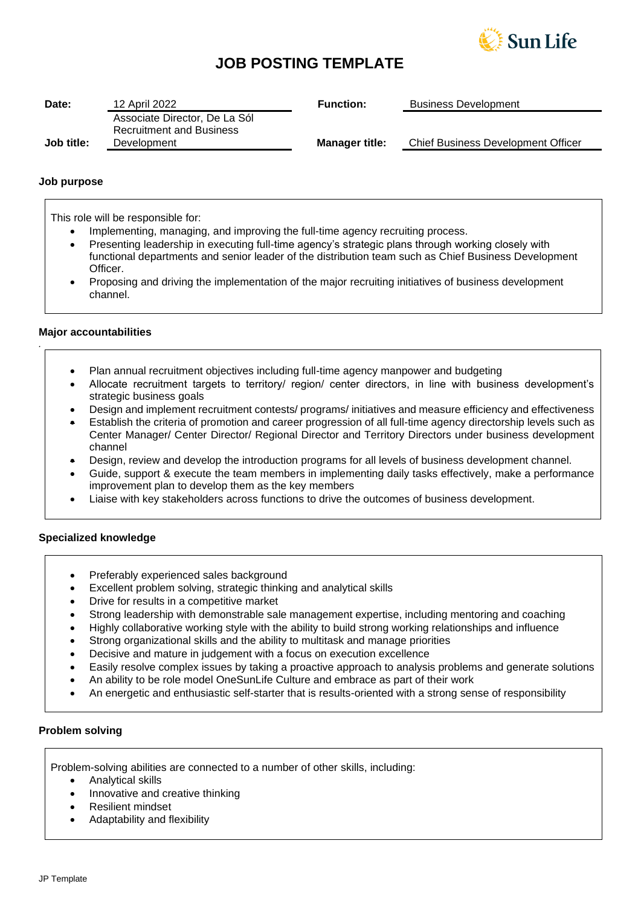# JOB POSTING TEMPLATE

| | | | |
|---|---|---|---|
| **Date:** | 12 April 2022 | **Function:** | Business Development |
| **Job title:** | Associate Director, De La Sól Recruitment and Business Development | **Manager title:** | Chief Business Development Officer |

### Job purpose

This role will be responsible for:

- Implementing, managing, and improving the full-time agency recruiting process.
- Presenting leadership in executing full-time agency's strategic plans through working closely with functional departments and senior leader of the distribution team such as Chief Business Development Officer.
- Proposing and driving the implementation of the major recruiting initiatives of business development channel.

### Major accountabilities

- Plan annual recruitment objectives including full-time agency manpower and budgeting
- Allocate recruitment targets to territory/ region/ center directors, in line with business development's strategic business goals
- Design and implement recruitment contests/ programs/ initiatives and measure efficiency and effectiveness
- Establish the criteria of promotion and career progression of all full-time agency directorship levels such as Center Manager/ Center Director/ Regional Director and Territory Directors under business development channel
- Design, review and develop the introduction programs for all levels of business development channel.
- Guide, support & execute the team members in implementing daily tasks effectively, make a performance improvement plan to develop them as the key members
- Liaise with key stakeholders across functions to drive the outcomes of business development.

### Specialized knowledge

- Preferably experienced sales background
- Excellent problem solving, strategic thinking and analytical skills
- Drive for results in a competitive market
- Strong leadership with demonstrable sale management expertise, including mentoring and coaching
- Highly collaborative working style with the ability to build strong working relationships and influence
- Strong organizational skills and the ability to multitask and manage priorities
- Decisive and mature in judgement with a focus on execution excellence
- Easily resolve complex issues by taking a proactive approach to analysis problems and generate solutions
- An ability to be role model OneSunLife Culture and embrace as part of their work
- An energetic and enthusiastic self-starter that is results-oriented with a strong sense of responsibility

### Problem solving

Problem-solving abilities are connected to a number of other skills, including:

- Analytical skills
- Innovative and creative thinking
- Resilient mindset
- Adaptability and flexibility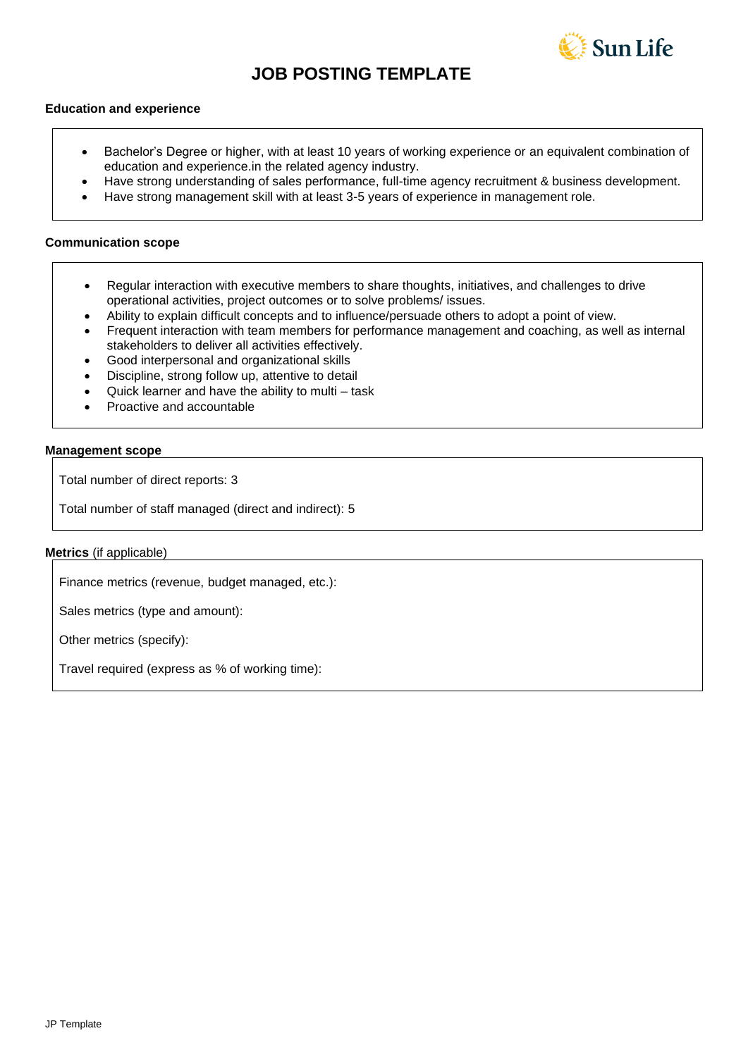# JOB POSTING TEMPLATE

**Education and experience**

- Bachelor's Degree or higher, with at least 10 years of working experience or an equivalent combination of education and experience.in the related agency industry.
- Have strong understanding of sales performance, full-time agency recruitment & business development.
- Have strong management skill with at least 3-5 years of experience in management role.

**Communication scope**

- Regular interaction with executive members to share thoughts, initiatives, and challenges to drive operational activities, project outcomes or to solve problems/ issues.
- Ability to explain difficult concepts and to influence/persuade others to adopt a point of view.
- Frequent interaction with team members for performance management and coaching, as well as internal stakeholders to deliver all activities effectively.
- Good interpersonal and organizational skills
- Discipline, strong follow up, attentive to detail
- Quick learner and have the ability to multi – task
- Proactive and accountable

**Management scope**

Total number of direct reports: 3

Total number of staff managed (direct and indirect): 5

**Metrics** (if applicable)

Finance metrics (revenue, budget managed, etc.):

Sales metrics (type and amount):

Other metrics (specify):

Travel required (express as % of working time):